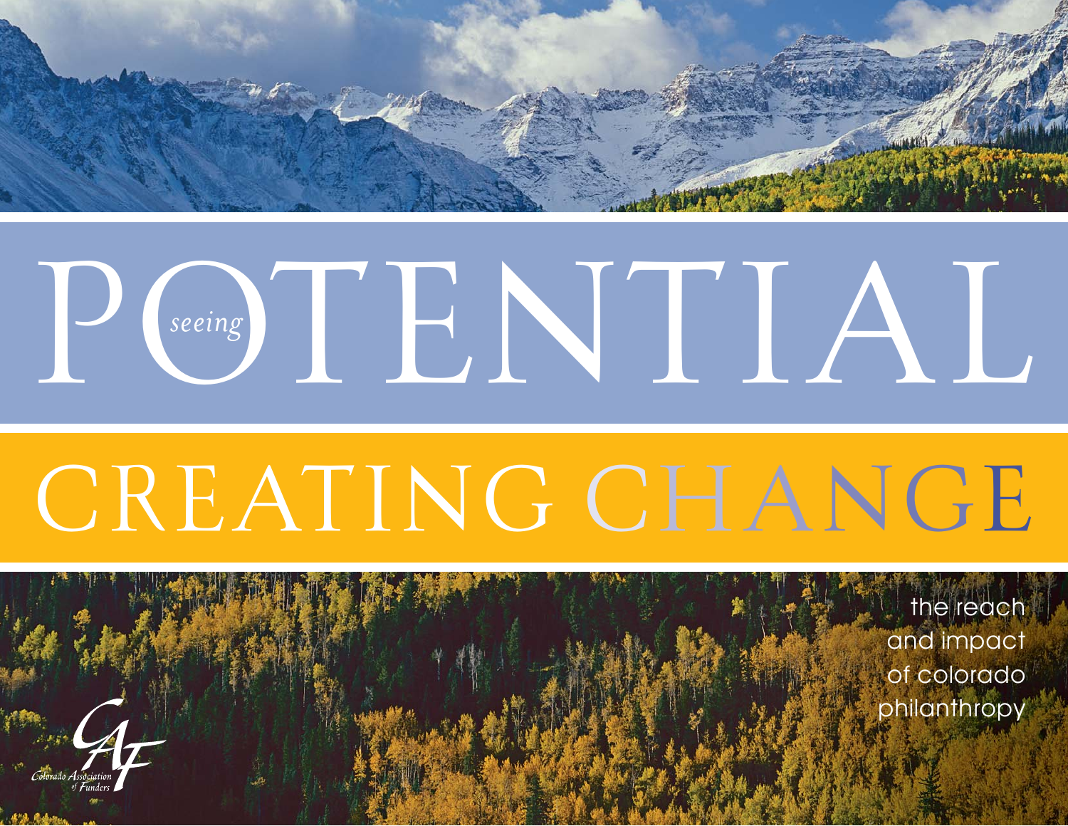# seeing POTENTIAL

# CREATING CHANGE

the reach and impact of colorado philanthropy

Colorado Association of Funders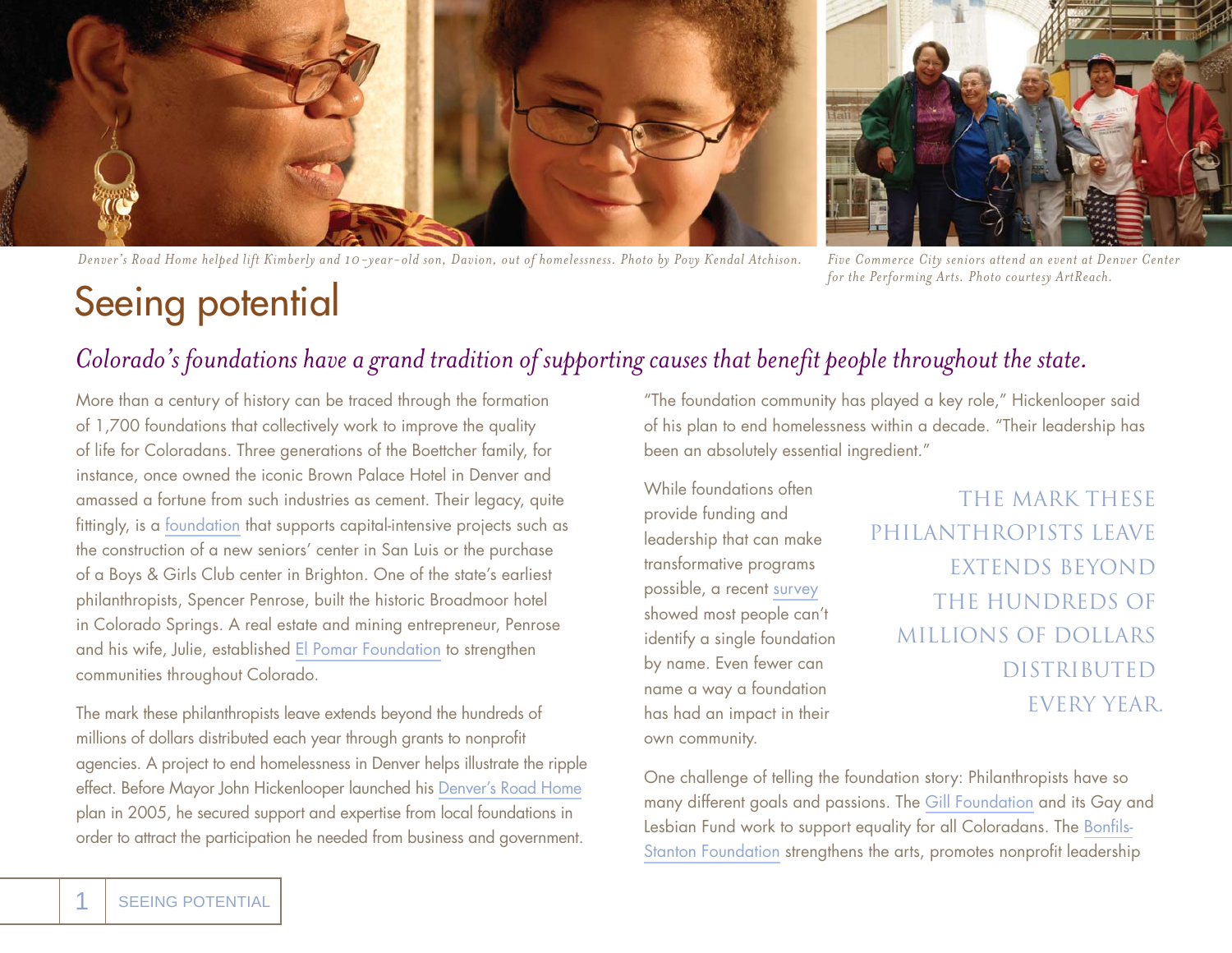Denver's Road Home helped lift Kimberly and 10-year-old son, Davion, out of homelessness. Photo by Povy Kendal Atchison.

Five Commerce City seniors attend an event at Denver Center for the Performing Arts. Photo courtesy ArtReach.

# Seeing potential

## *Colorado's foundations have a grand tradition of supporting causes that benefit people throughout the state.*

More than a century of history can be traced through the formation of 1,700 foundations that collectively work to improve the quality of life for Coloradans. Three generations of the Boettcher family, for instance, once owned the iconic Brown Palace Hotel in Denver and amassed a fortune from such industries as cement. Their legacy, quite fittingly, is a foundation that supports capital-intensive projects such as the construction of a new seniors' center in San Luis or the purchase of a Boys & Girls Club center in Brighton. One of the state's earliest philanthropists, Spencer Penrose, built the historic Broadmoor hotel in Colorado Springs. A real estate and mining entrepreneur, Penrose and his wife, Julie, established El Pomar Foundation to strengthen communities throughout Colorado.

The mark these philanthropists leave extends beyond the hundreds of millions of dollars distributed each year through grants to nonprofit agencies. A project to end homelessness in Denver helps illustrate the ripple effect. Before Mayor John Hickenlooper launched his Denver's Road Home plan in 2005, he secured support and expertise from local foundations in order to attract the participation he needed from business and government.

"The foundation community has played a key role," Hickenlooper said of his plan to end homelessness within a decade. "Their leadership has been an absolutely essential ingredient."

While foundations often provide funding and leadership that can make transformative programs possible, a recent survey showed most people can't identify a single foundation by name. Even fewer can name a way a foundation has had an impact in their own community.

> THE MARK THESE PHILANTHROPISTS LEAVE EXTENDS BEYOND THE HUNDREDS OF MILLIONS OF DOLLARS DISTRIBUTED EVERY YEAR.

One challenge of telling the foundation story: Philanthropists have so many different goals and passions. The Gill Foundation and its Gay and Lesbian Fund work to support equality for all Coloradans. The Bonfils-Stanton Foundation strengthens the arts, promotes nonprofit leadership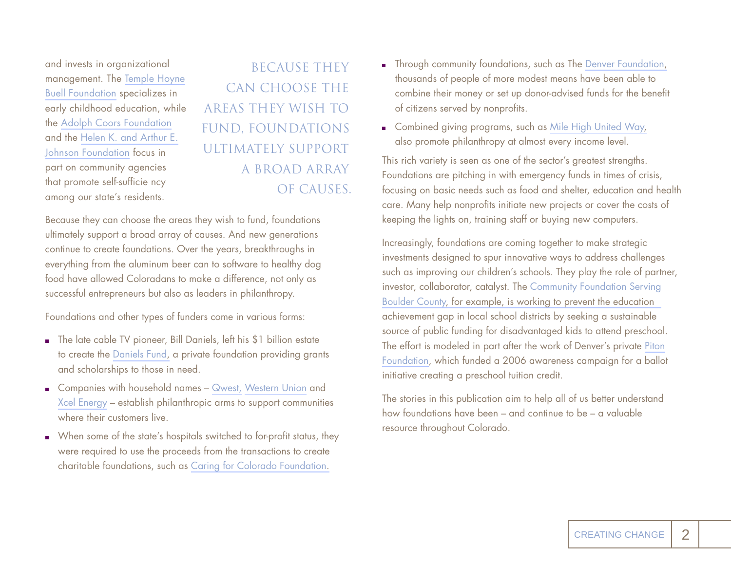and invests in organizational management. The Temple Hoyne Buell Foundation specializes in early childhood education, while the Adolph Coors Foundation and the Helen K. and Arthur E. Johnson Foundation focus in part on community agencies that promote self-sufficie ncy among our state's residents.

> BECAUSE THEY CAN CHOOSE THE AREAS THEY WISH TO FUND, FOUNDATIONS ULTIMATELY SUPPORT A BROAD ARRAY OF CAUSES.

Because they can choose the areas they wish to fund, foundations ultimately support a broad array of causes. And new generations continue to create foundations. Over the years, breakthroughs in everything from the aluminum beer can to software to healthy dog food have allowed Coloradans to make a difference, not only as successful entrepreneurs but also as leaders in philanthropy.

Foundations and other types of funders come in various forms:

- The late cable TV pioneer, Bill Daniels, left his $1 billion estate to create the Daniels Fund, a private foundation providing grants and scholarships to those in need.
- Companies with household names – Qwest, Western Union and Xcel Energy – establish philanthropic arms to support communities where their customers live.
- When some of the state's hospitals switched to for-profit status, they were required to use the proceeds from the transactions to create charitable foundations, such as Caring for Colorado Foundation.
- Through community foundations, such as The Denver Foundation, thousands of people of more modest means have been able to combine their money or set up donor-advised funds for the benefit of citizens served by nonprofits.
- Combined giving programs, such as Mile High United Way, also promote philanthropy at almost every income level.

This rich variety is seen as one of the sector's greatest strengths. Foundations are pitching in with emergency funds in times of crisis, focusing on basic needs such as food and shelter, education and health care. Many help nonprofits initiate new projects or cover the costs of keeping the lights on, training staff or buying new computers.

Increasingly, foundations are coming together to make strategic investments designed to spur innovative ways to address challenges such as improving our children's schools. They play the role of partner, investor, collaborator, catalyst. The Community Foundation Serving Boulder County, for example, is working to prevent the education achievement gap in local school districts by seeking a sustainable source of public funding for disadvantaged kids to attend preschool. The effort is modeled in part after the work of Denver's private Piton Foundation, which funded a 2006 awareness campaign for a ballot initiative creating a preschool tuition credit.

The stories in this publication aim to help all of us better understand how foundations have been – and continue to be – a valuable resource throughout Colorado.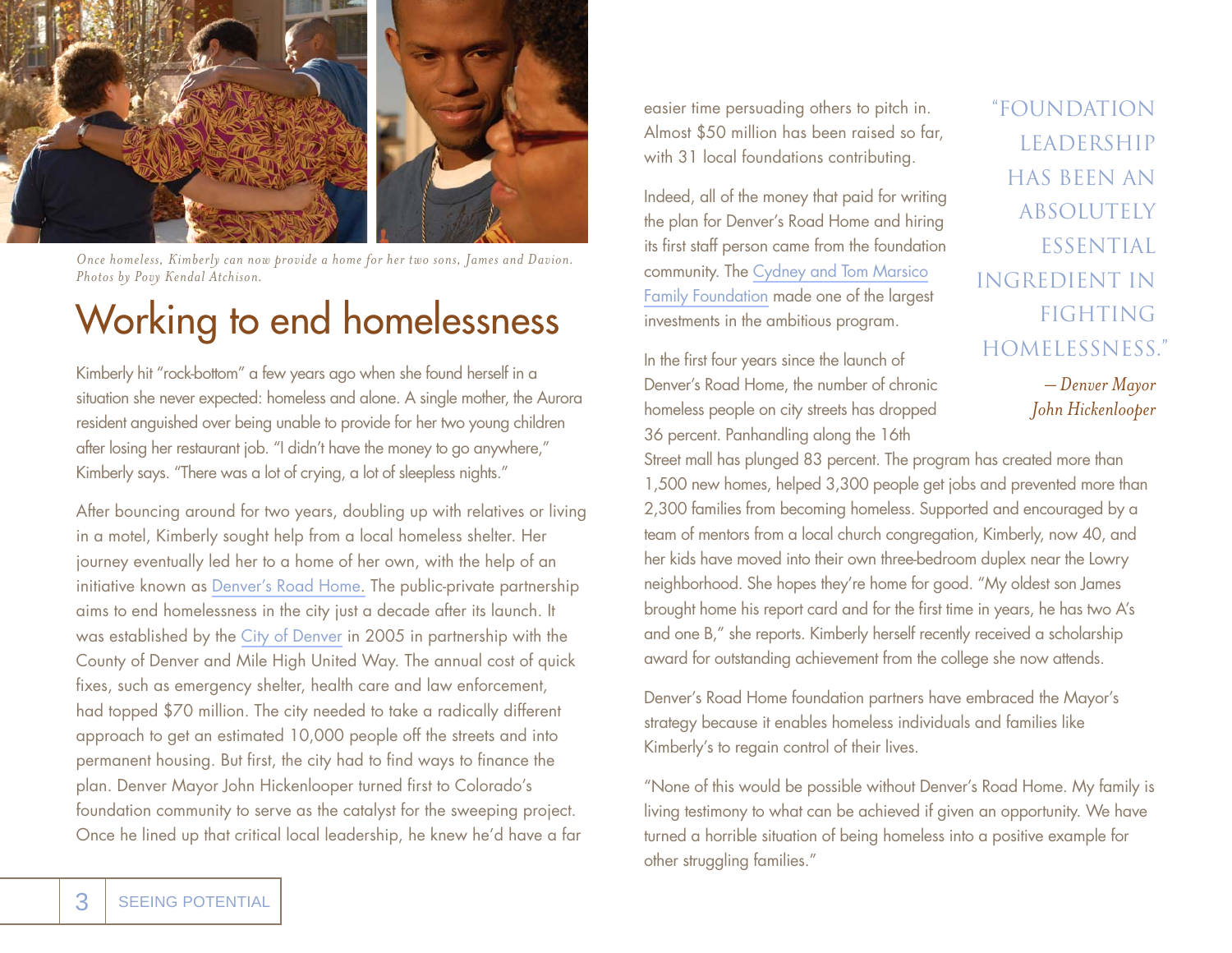*Once homeless, Kimberly can now provide a home for her two sons, James and Davion. Photos by Povy Kendal Atchison.*

# Working to end homelessness

Kimberly hit "rock-bottom" a few years ago when she found herself in a situation she never expected: homeless and alone. A single mother, the Aurora resident anguished over being unable to provide for her two young children after losing her restaurant job. "I didn't have the money to go anywhere," Kimberly says. "There was a lot of crying, a lot of sleepless nights."

After bouncing around for two years, doubling up with relatives or living in a motel, Kimberly sought help from a local homeless shelter. Her journey eventually led her to a home of her own, with the help of an initiative known as Denver's Road Home. The public-private partnership aims to end homelessness in the city just a decade after its launch. It was established by the City of Denver in 2005 in partnership with the County of Denver and Mile High United Way. The annual cost of quick fixes, such as emergency shelter, health care and law enforcement, had topped $70 million. The city needed to take a radically different approach to get an estimated 10,000 people off the streets and into permanent housing. But first, the city had to find ways to finance the plan. Denver Mayor John Hickenlooper turned first to Colorado's foundation community to serve as the catalyst for the sweeping project. Once he lined up that critical local leadership, he knew he'd have a far easier time persuading others to pitch in. Almost $50 million has been raised so far, with 31 local foundations contributing.

Indeed, all of the money that paid for writing the plan for Denver's Road Home and hiring its first staff person came from the foundation community. The Cydney and Tom Marsico Family Foundation made one of the largest investments in the ambitious program.

> "FOUNDATION LEADERSHIP HAS BEEN AN ABSOLUTELY ESSENTIAL INGREDIENT IN FIGHTING HOMELESSNESS."
>
> *— Denver Mayor John Hickenlooper*

In the first four years since the launch of Denver's Road Home, the number of chronic homeless people on city streets has dropped 36 percent. Panhandling along the 16th Street mall has plunged 83 percent. The program has created more than 1,500 new homes, helped 3,300 people get jobs and prevented more than 2,300 families from becoming homeless. Supported and encouraged by a team of mentors from a local church congregation, Kimberly, now 40, and her kids have moved into their own three-bedroom duplex near the Lowry neighborhood. She hopes they're home for good. "My oldest son James brought home his report card and for the first time in years, he has two A's and one B," she reports. Kimberly herself recently received a scholarship award for outstanding achievement from the college she now attends.

Denver's Road Home foundation partners have embraced the Mayor's strategy because it enables homeless individuals and families like Kimberly's to regain control of their lives.

"None of this would be possible without Denver's Road Home. My family is living testimony to what can be achieved if given an opportunity. We have turned a horrible situation of being homeless into a positive example for other struggling families."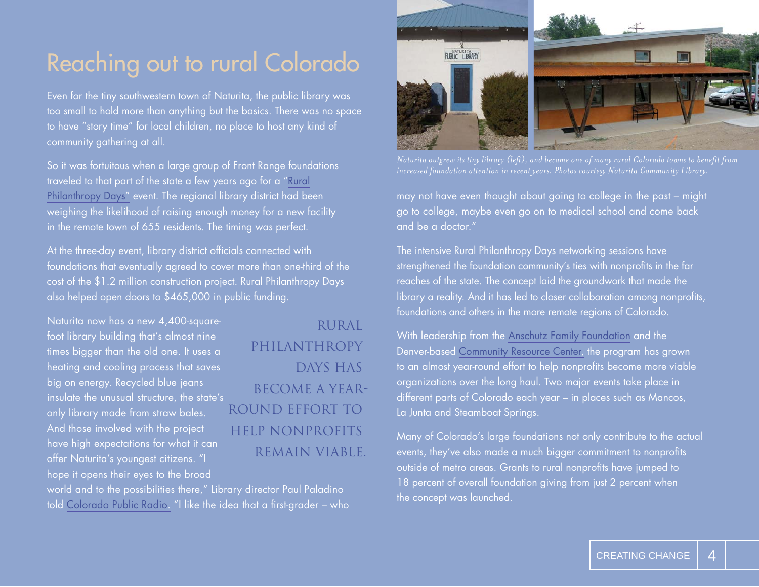# Reaching out to rural Colorado

Even for the tiny southwestern town of Naturita, the public library was too small to hold more than anything but the basics. There was no space to have "story time" for local children, no place to host any kind of community gathering at all.

So it was fortuitous when a large group of Front Range foundations traveled to that part of the state a few years ago for a "Rural Philanthropy Days" event. The regional library district had been weighing the likelihood of raising enough money for a new facility in the remote town of 655 residents. The timing was perfect.

At the three-day event, library district officials connected with foundations that eventually agreed to cover more than one-third of the cost of the $1.2 million construction project. Rural Philanthropy Days also helped open doors to $465,000 in public funding.

Naturita now has a new 4,400-square-foot library building that's almost nine times bigger than the old one. It uses a heating and cooling process that saves big on energy. Recycled blue jeans insulate the unusual structure, the state's only library made from straw bales. And those involved with the project have high expectations for what it can offer Naturita's youngest citizens. "I hope it opens their eyes to the broad world and to the possibilities there," Library director Paul Paladino told Colorado Public Radio. "I like the idea that a first-grader – who may not have even thought about going to college in the past – might go to college, maybe even go on to medical school and come back and be a doctor."

> RURAL PHILANTHROPY DAYS HAS BECOME A YEAR-ROUND EFFORT TO HELP NONPROFITS REMAIN VIABLE.

*Naturita outgrew its tiny library (left), and became one of many rural Colorado towns to benefit from increased foundation attention in recent years. Photos courtesy Naturita Community Library.*

The intensive Rural Philanthropy Days networking sessions have strengthened the foundation community's ties with nonprofits in the far reaches of the state. The concept laid the groundwork that made the library a reality. And it has led to closer collaboration among nonprofits, foundations and others in the more remote regions of Colorado.

With leadership from the Anschutz Family Foundation and the Denver-based Community Resource Center, the program has grown to an almost year-round effort to help nonprofits become more viable organizations over the long haul. Two major events take place in different parts of Colorado each year – in places such as Mancos, La Junta and Steamboat Springs.

Many of Colorado's large foundations not only contribute to the actual events, they've also made a much bigger commitment to nonprofits outside of metro areas. Grants to rural nonprofits have jumped to 18 percent of overall foundation giving from just 2 percent when the concept was launched.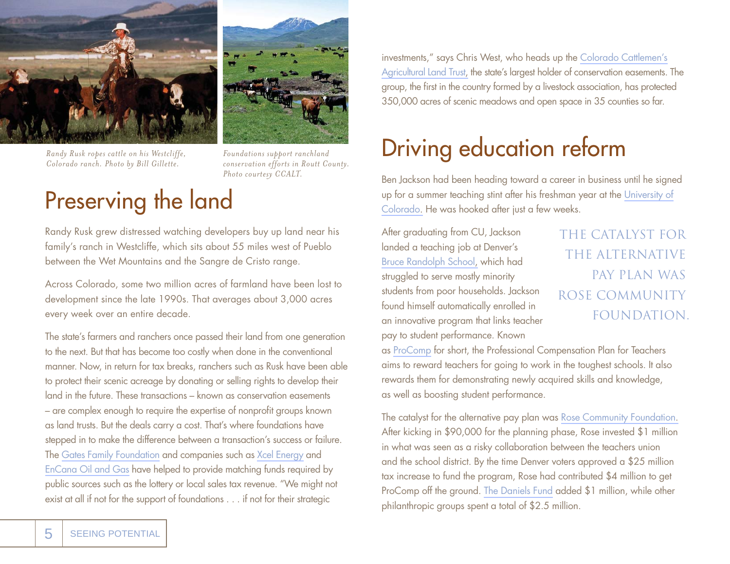*Randy Rusk ropes cattle on his Westcliffe, Colorado ranch. Photo by Bill Gillette.*

*Foundations support ranchland conservation efforts in Routt County. Photo courtesy CCALT.*

# Preserving the land

Randy Rusk grew distressed watching developers buy up land near his family's ranch in Westcliffe, which sits about 55 miles west of Pueblo between the Wet Mountains and the Sangre de Cristo range.

Across Colorado, some two million acres of farmland have been lost to development since the late 1990s. That averages about 3,000 acres every week over an entire decade.

The state's farmers and ranchers once passed their land from one generation to the next. But that has become too costly when done in the conventional manner. Now, in return for tax breaks, ranchers such as Rusk have been able to protect their scenic acreage by donating or selling rights to develop their land in the future. These transactions – known as conservation easements – are complex enough to require the expertise of nonprofit groups known as land trusts. But the deals carry a cost. That's where foundations have stepped in to make the difference between a transaction's success or failure. The Gates Family Foundation and companies such as Xcel Energy and EnCana Oil and Gas have helped to provide matching funds required by public sources such as the lottery or local sales tax revenue. "We might not exist at all if not for the support of foundations . . . if not for their strategic investments," says Chris West, who heads up the Colorado Cattlemen's Agricultural Land Trust, the state's largest holder of conservation easements. The group, the first in the country formed by a livestock association, has protected 350,000 acres of scenic meadows and open space in 35 counties so far.

# Driving education reform

Ben Jackson had been heading toward a career in business until he signed up for a summer teaching stint after his freshman year at the University of Colorado. He was hooked after just a few weeks.

> THE CATALYST FOR THE ALTERNATIVE PAY PLAN WAS ROSE COMMUNITY FOUNDATION.

After graduating from CU, Jackson landed a teaching job at Denver's Bruce Randolph School, which had struggled to serve mostly minority students from poor households. Jackson found himself automatically enrolled in an innovative program that links teacher pay to student performance. Known as ProComp for short, the Professional Compensation Plan for Teachers aims to reward teachers for going to work in the toughest schools. It also rewards them for demonstrating newly acquired skills and knowledge, as well as boosting student performance.

The catalyst for the alternative pay plan was Rose Community Foundation. After kicking in $90,000 for the planning phase, Rose invested $1 million in what was seen as a risky collaboration between the teachers union and the school district. By the time Denver voters approved a $25 million tax increase to fund the program, Rose had contributed $4 million to get ProComp off the ground. The Daniels Fund added $1 million, while other philanthropic groups spent a total of $2.5 million.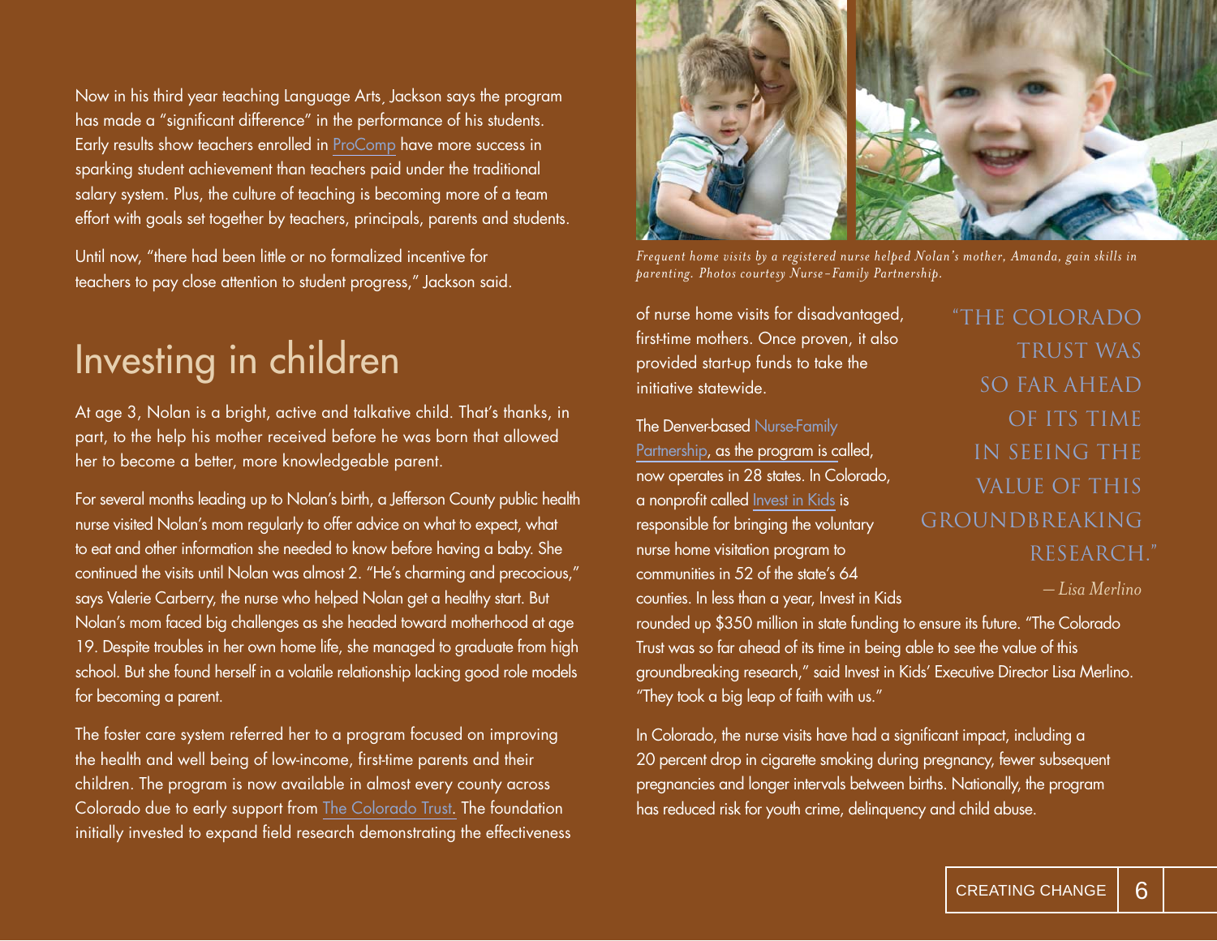Now in his third year teaching Language Arts, Jackson says the program has made a "significant difference" in the performance of his students. Early results show teachers enrolled in ProComp have more success in sparking student achievement than teachers paid under the traditional salary system. Plus, the culture of teaching is becoming more of a team effort with goals set together by teachers, principals, parents and students.

Until now, "there had been little or no formalized incentive for teachers to pay close attention to student progress," Jackson said.

# Investing in children

At age 3, Nolan is a bright, active and talkative child. That's thanks, in part, to the help his mother received before he was born that allowed her to become a better, more knowledgeable parent.

For several months leading up to Nolan's birth, a Jefferson County public health nurse visited Nolan's mom regularly to offer advice on what to expect, what to eat and other information she needed to know before having a baby. She continued the visits until Nolan was almost 2. "He's charming and precocious," says Valerie Carberry, the nurse who helped Nolan get a healthy start. But Nolan's mom faced big challenges as she headed toward motherhood at age 19. Despite troubles in her own home life, she managed to graduate from high school. But she found herself in a volatile relationship lacking good role models for becoming a parent.

The foster care system referred her to a program focused on improving the health and well being of low-income, first-time parents and their children. The program is now available in almost every county across Colorado due to early support from The Colorado Trust. The foundation initially invested to expand field research demonstrating the effectiveness of nurse home visits for disadvantaged, first-time mothers. Once proven, it also provided start-up funds to take the initiative statewide.

*Frequent home visits by a registered nurse helped Nolan's mother, Amanda, gain skills in parenting. Photos courtesy Nurse-Family Partnership.*

> "THE COLORADO TRUST WAS SO FAR AHEAD OF ITS TIME IN SEEING THE VALUE OF THIS GROUNDBREAKING RESEARCH."
>
> *– Lisa Merlino*

The Denver-based Nurse-Family Partnership, as the program is called, now operates in 28 states. In Colorado, a nonprofit called Invest in Kids is responsible for bringing the voluntary nurse home visitation program to communities in 52 of the state's 64 counties. In less than a year, Invest in Kids rounded up $350 million in state funding to ensure its future. "The Colorado Trust was so far ahead of its time in being able to see the value of this groundbreaking research," said Invest in Kids' Executive Director Lisa Merlino. "They took a big leap of faith with us."

In Colorado, the nurse visits have had a significant impact, including a 20 percent drop in cigarette smoking during pregnancy, fewer subsequent pregnancies and longer intervals between births. Nationally, the program has reduced risk for youth crime, delinquency and child abuse.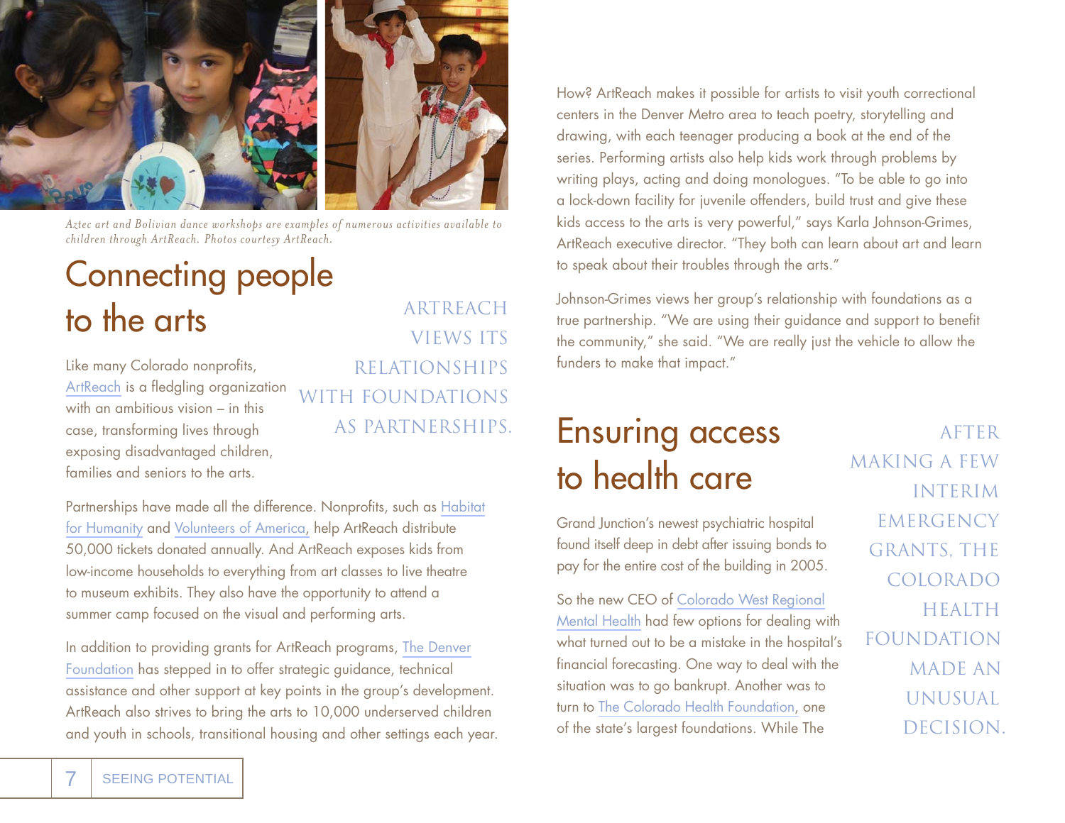*Aztec art and Bolivian dance workshops are examples of numerous activities available to children through ArtReach. Photos courtesy ArtReach.*

## Connecting people to the arts

ARTREACH VIEWS ITS RELATIONSHIPS WITH FOUNDATIONS AS PARTNERSHIPS.

Like many Colorado nonprofits, ArtReach is a fledgling organization with an ambitious vision – in this case, transforming lives through exposing disadvantaged children, families and seniors to the arts.

Partnerships have made all the difference. Nonprofits, such as Habitat for Humanity and Volunteers of America, help ArtReach distribute 50,000 tickets donated annually. And ArtReach exposes kids from low-income households to everything from art classes to live theatre to museum exhibits. They also have the opportunity to attend a summer camp focused on the visual and performing arts.

In addition to providing grants for ArtReach programs, The Denver Foundation has stepped in to offer strategic guidance, technical assistance and other support at key points in the group's development. ArtReach also strives to bring the arts to 10,000 underserved children and youth in schools, transitional housing and other settings each year.

How? ArtReach makes it possible for artists to visit youth correctional centers in the Denver Metro area to teach poetry, storytelling and drawing, with each teenager producing a book at the end of the series. Performing artists also help kids work through problems by writing plays, acting and doing monologues. "To be able to go into a lock-down facility for juvenile offenders, build trust and give these kids access to the arts is very powerful," says Karla Johnson-Grimes, ArtReach executive director. "They both can learn about art and learn to speak about their troubles through the arts."

Johnson-Grimes views her group's relationship with foundations as a true partnership. "We are using their guidance and support to benefit the community," she said. "We are really just the vehicle to allow the funders to make that impact."

## Ensuring access to health care

AFTER MAKING A FEW INTERIM EMERGENCY GRANTS, THE COLORADO HEALTH FOUNDATION MADE AN UNUSUAL DECISION.

Grand Junction's newest psychiatric hospital found itself deep in debt after issuing bonds to pay for the entire cost of the building in 2005.

So the new CEO of Colorado West Regional Mental Health had few options for dealing with what turned out to be a mistake in the hospital's financial forecasting. One way to deal with the situation was to go bankrupt. Another was to turn to The Colorado Health Foundation, one of the state's largest foundations. While The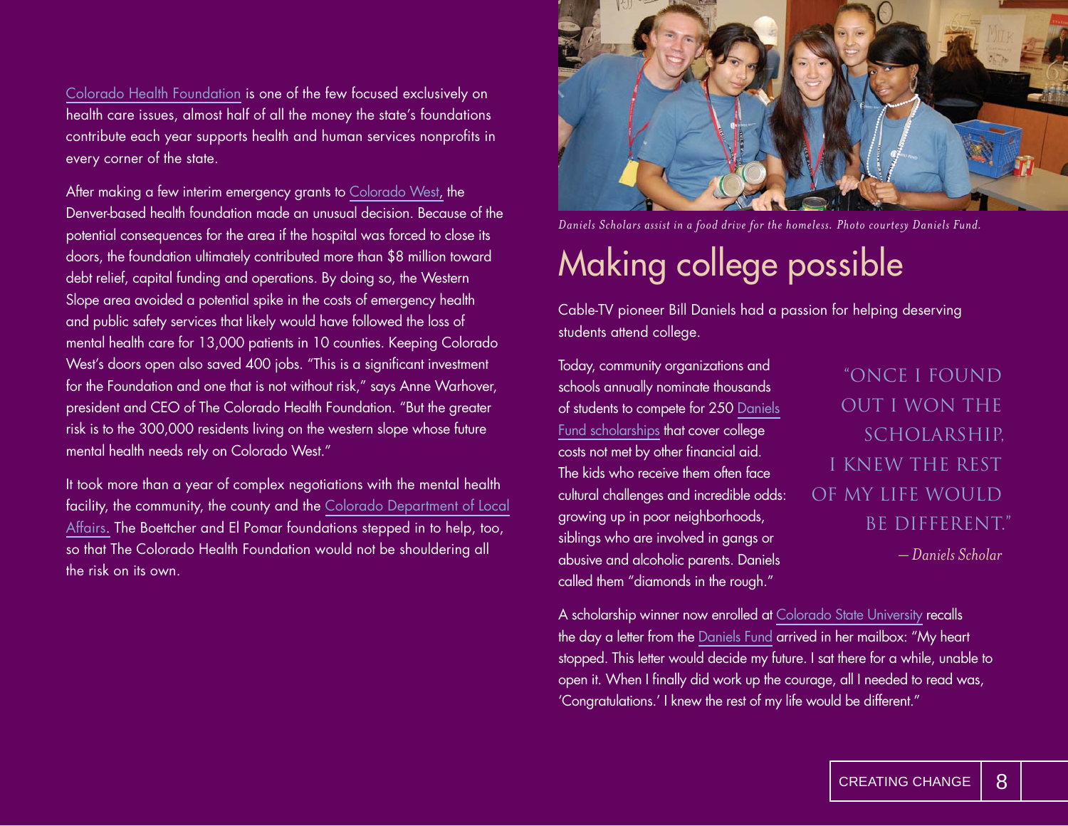Colorado Health Foundation is one of the few focused exclusively on health care issues, almost half of all the money the state's foundations contribute each year supports health and human services nonprofits in every corner of the state.

After making a few interim emergency grants to Colorado West, the Denver-based health foundation made an unusual decision. Because of the potential consequences for the area if the hospital was forced to close its doors, the foundation ultimately contributed more than $8 million toward debt relief, capital funding and operations. By doing so, the Western Slope area avoided a potential spike in the costs of emergency health and public safety services that likely would have followed the loss of mental health care for 13,000 patients in 10 counties. Keeping Colorado West's doors open also saved 400 jobs. "This is a significant investment for the Foundation and one that is not without risk," says Anne Warhover, president and CEO of The Colorado Health Foundation. "But the greater risk is to the 300,000 residents living on the western slope whose future mental health needs rely on Colorado West."

It took more than a year of complex negotiations with the mental health facility, the community, the county and the Colorado Department of Local Affairs. The Boettcher and El Pomar foundations stepped in to help, too, so that The Colorado Health Foundation would not be shouldering all the risk on its own.

*Daniels Scholars assist in a food drive for the homeless. Photo courtesy Daniels Fund.*

# Making college possible

Cable-TV pioneer Bill Daniels had a passion for helping deserving students attend college.

Today, community organizations and schools annually nominate thousands of students to compete for 250 Daniels Fund scholarships that cover college costs not met by other financial aid. The kids who receive them often face cultural challenges and incredible odds: growing up in poor neighborhoods, siblings who are involved in gangs or abusive and alcoholic parents. Daniels called them "diamonds in the rough."

> "ONCE I FOUND OUT I WON THE SCHOLARSHIP, I KNEW THE REST OF MY LIFE WOULD BE DIFFERENT."
>
> *— Daniels Scholar*

A scholarship winner now enrolled at Colorado State University recalls the day a letter from the Daniels Fund arrived in her mailbox: "My heart stopped. This letter would decide my future. I sat there for a while, unable to open it. When I finally did work up the courage, all I needed to read was, 'Congratulations.' I knew the rest of my life would be different."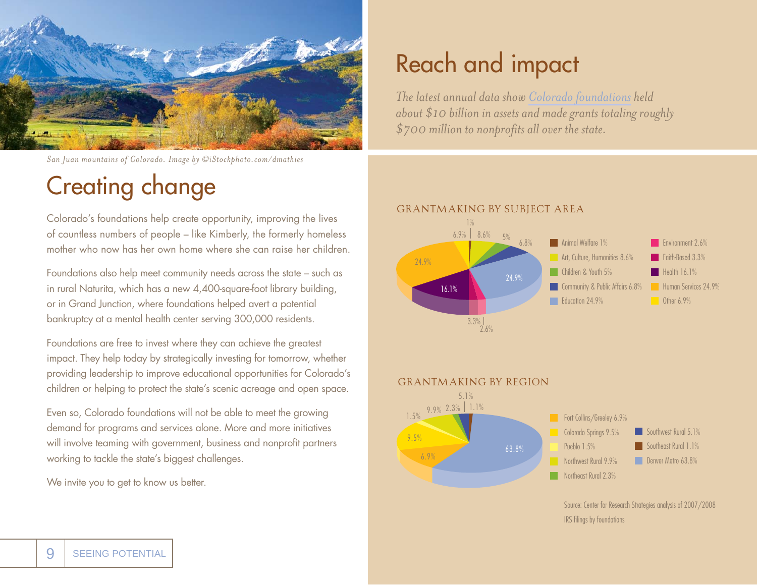San Juan mountains of Colorado. Image by ©iStockphoto.com/dmathies

# Creating change

Colorado's foundations help create opportunity, improving the lives of countless numbers of people – like Kimberly, the formerly homeless mother who now has her own home where she can raise her children.

Foundations also help meet community needs across the state – such as in rural Naturita, which has a new 4,400-square-foot library building, or in Grand Junction, where foundations helped avert a potential bankruptcy at a mental health center serving 300,000 residents.

Foundations are free to invest where they can achieve the greatest impact. They help today by strategically investing for tomorrow, whether providing leadership to improve educational opportunities for Colorado's children or helping to protect the state's scenic acreage and open space.

Even so, Colorado foundations will not be able to meet the growing demand for programs and services alone. More and more initiatives will involve teaming with government, business and nonprofit partners working to tackle the state's biggest challenges.

We invite you to get to know us better.

# Reach and impact

*The latest annual data show Colorado foundations held about $10 billion in assets and made grants totaling roughly $700 million to nonprofits all over the state.*

## GRANTMAKING BY SUBJECT AREA

| Subject Area | Percent |
|---|---|
| Animal Welfare | 1% |
| Art, Culture, Humanities | 8.6% |
| Children & Youth | 5% |
| Community & Public Affairs | 6.8% |
| Education | 24.9% |
| Environment | 2.6% |
| Faith-Based | 3.3% |
| Health | 16.1% |
| Human Services | 24.9% |
| Other | 6.9% |

## GRANTMAKING BY REGION

| Region | Percent |
|---|---|
| Fort Collins/Greeley | 6.9% |
| Colorado Springs | 9.5% |
| Pueblo | 1.5% |
| Northwest Rural | 9.9% |
| Northeast Rural | 2.3% |
| Southwest Rural | 5.1% |
| Southeast Rural | 1.1% |
| Denver Metro | 63.8% |

Source: Center for Research Strategies analysis of 2007/2008 IRS filings by foundations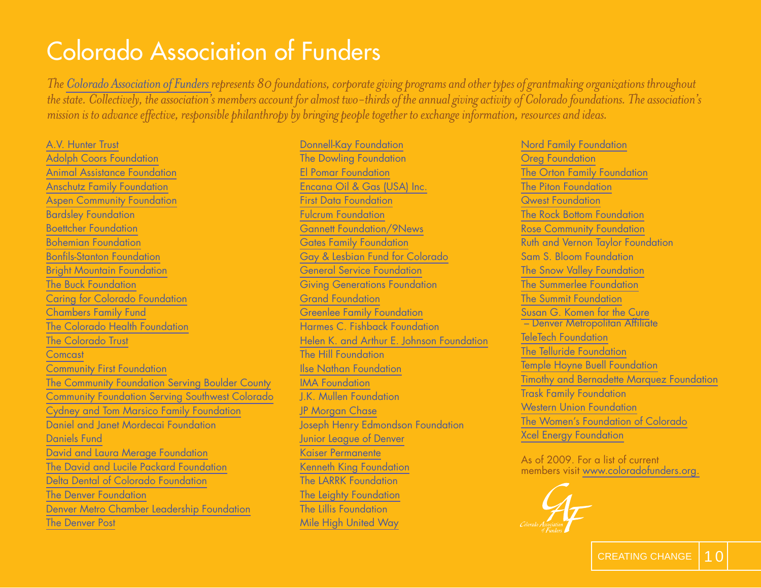# Colorado Association of Funders

*The Colorado Association of Funders represents 80 foundations, corporate giving programs and other types of grantmaking organizations throughout the state. Collectively, the association's members account for almost two-thirds of the annual giving activity of Colorado foundations. The association's mission is to advance effective, responsible philanthropy by bringing people together to exchange information, resources and ideas.*

A.V. Hunter Trust
Adolph Coors Foundation
Animal Assistance Foundation
Anschutz Family Foundation
Aspen Community Foundation
Bardsley Foundation
Boettcher Foundation
Bohemian Foundation
Bonfils-Stanton Foundation
Bright Mountain Foundation
The Buck Foundation
Caring for Colorado Foundation
Chambers Family Fund
The Colorado Health Foundation
The Colorado Trust
Comcast
Community First Foundation
The Community Foundation Serving Boulder County
Community Foundation Serving Southwest Colorado
Cydney and Tom Marsico Family Foundation
Daniel and Janet Mordecai Foundation
Daniels Fund
David and Laura Merage Foundation
The David and Lucile Packard Foundation
Delta Dental of Colorado Foundation
The Denver Foundation
Denver Metro Chamber Leadership Foundation
The Denver Post
Donnell-Kay Foundation
The Dowling Foundation
El Pomar Foundation
Encana Oil & Gas (USA) Inc.
First Data Foundation
Fulcrum Foundation
Gannett Foundation/9News
Gates Family Foundation
Gay & Lesbian Fund for Colorado
General Service Foundation
Giving Generations Foundation
Grand Foundation
Greenlee Family Foundation
Harmes C. Fishback Foundation
Helen K. and Arthur E. Johnson Foundation
The Hill Foundation
Ilse Nathan Foundation
IMA Foundation
J.K. Mullen Foundation
JP Morgan Chase
Joseph Henry Edmondson Foundation
Junior League of Denver
Kaiser Permanente
Kenneth King Foundation
The LARRK Foundation
The Leighty Foundation
The Lillis Foundation
Mile High United Way
Nord Family Foundation
Oreg Foundation
The Orton Family Foundation
The Piton Foundation
Qwest Foundation
The Rock Bottom Foundation
Rose Community Foundation
Ruth and Vernon Taylor Foundation
Sam S. Bloom Foundation
The Snow Valley Foundation
The Summerlee Foundation
The Summit Foundation
Susan G. Komen for the Cure – Denver Metropolitan Affiliate
TeleTech Foundation
The Telluride Foundation
Temple Hoyne Buell Foundation
Timothy and Bernadette Marquez Foundation
Trask Family Foundation
Western Union Foundation
The Women's Foundation of Colorado
Xcel Energy Foundation

As of 2009. For a list of current members visit www.coloradofunders.org.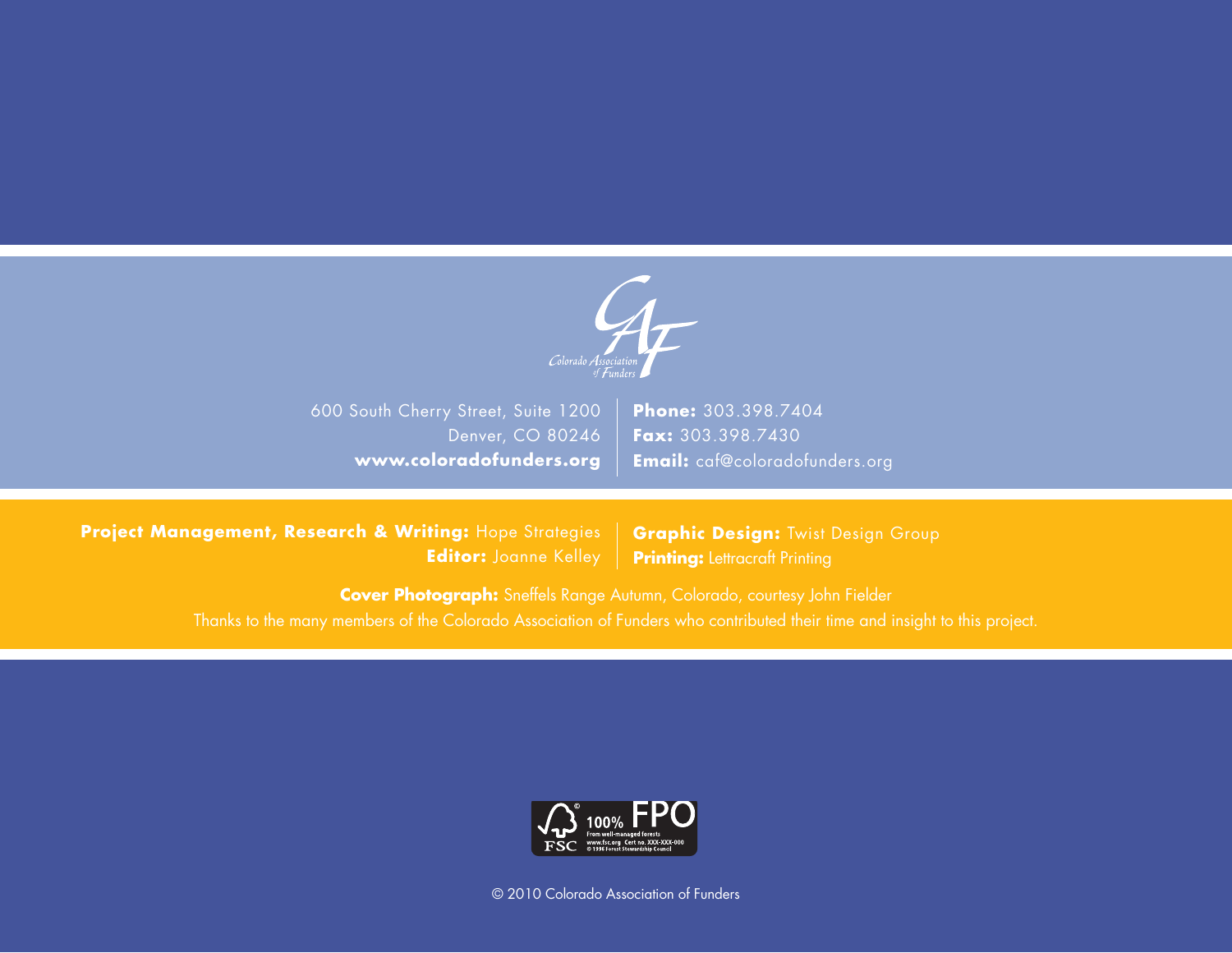Colorado Association of Funders

600 South Cherry Street, Suite 1200
Denver, CO 80246
**www.coloradofunders.org**

**Phone:** 303.398.7404
**Fax:** 303.398.7430
**Email:** caf@coloradofunders.org

**Project Management, Research & Writing:** Hope Strategies
**Editor:** Joanne Kelley

**Graphic Design:** Twist Design Group
**Printing:** Lettracraft Printing

**Cover Photograph:** Sneffels Range Autumn, Colorado, courtesy John Fielder

Thanks to the many members of the Colorado Association of Funders who contributed their time and insight to this project.

FSC 100% FPO
From well-managed forests
www.fsc.org Cert no. XXX-XXX-000
© 1996 Forest Stewardship Council

© 2010 Colorado Association of Funders